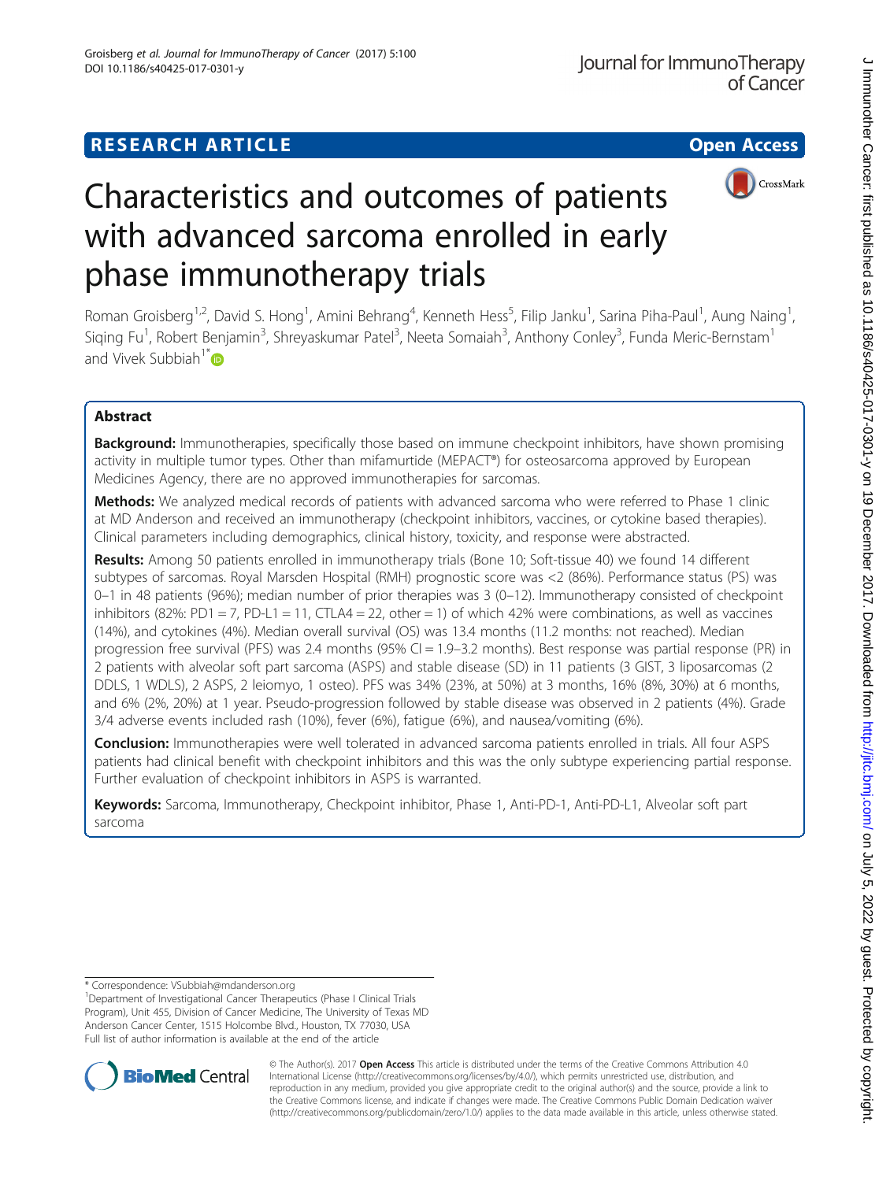RESEARCH ARTICLE

Open Access

# Characteristics and outcomes of patients with advanced sarcoma enrolled in early phase immunotherapy trials

Roman Groisberg[1,2], David S. Hong[1], Amini Behrang[4], Kenneth Hess[5], Filip Janku[1], Sarina Piha-Paul[1], Aung Naing[1], Siqing Fu[1], Robert Benjamin[3], Shreyaskumar Patel[3], Neeta Somaiah[3], Anthony Conley[3], Funda Meric-Bernstam[1] and Vivek Subbiah[1*]

## Abstract

**Background:** Immunotherapies, specifically those based on immune checkpoint inhibitors, have shown promising activity in multiple tumor types. Other than mifamurtide (MEPACT®) for osteosarcoma approved by European Medicines Agency, there are no approved immunotherapies for sarcomas.

**Methods:** We analyzed medical records of patients with advanced sarcoma who were referred to Phase 1 clinic at MD Anderson and received an immunotherapy (checkpoint inhibitors, vaccines, or cytokine based therapies). Clinical parameters including demographics, clinical history, toxicity, and response were abstracted.

**Results:** Among 50 patients enrolled in immunotherapy trials (Bone 10; Soft-tissue 40) we found 14 different subtypes of sarcomas. Royal Marsden Hospital (RMH) prognostic score was <2 (86%). Performance status (PS) was 0–1 in 48 patients (96%); median number of prior therapies was 3 (0–12). Immunotherapy consisted of checkpoint inhibitors (82%: PD1 = 7, PD-L1 = 11, CTLA4 = 22, other = 1) of which 42% were combinations, as well as vaccines (14%), and cytokines (4%). Median overall survival (OS) was 13.4 months (11.2 months: not reached). Median progression free survival (PFS) was 2.4 months (95% CI = 1.9–3.2 months). Best response was partial response (PR) in 2 patients with alveolar soft part sarcoma (ASPS) and stable disease (SD) in 11 patients (3 GIST, 3 liposarcomas (2 DDLS, 1 WDLS), 2 ASPS, 2 leiomyo, 1 osteo). PFS was 34% (23%, at 50%) at 3 months, 16% (8%, 30%) at 6 months, and 6% (2%, 20%) at 1 year. Pseudo-progression followed by stable disease was observed in 2 patients (4%). Grade 3/4 adverse events included rash (10%), fever (6%), fatigue (6%), and nausea/vomiting (6%).

**Conclusion:** Immunotherapies were well tolerated in advanced sarcoma patients enrolled in trials. All four ASPS patients had clinical benefit with checkpoint inhibitors and this was the only subtype experiencing partial response. Further evaluation of checkpoint inhibitors in ASPS is warranted.

**Keywords:** Sarcoma, Immunotherapy, Checkpoint inhibitor, Phase 1, Anti-PD-1, Anti-PD-L1, Alveolar soft part sarcoma

\* Correspondence: VSubbiah@mdanderson.org

[1]Department of Investigational Cancer Therapeutics (Phase I Clinical Trials Program), Unit 455, Division of Cancer Medicine, The University of Texas MD Anderson Cancer Center, 1515 Holcombe Blvd., Houston, TX 77030, USA

Full list of author information is available at the end of the article

© The Author(s). 2017 **Open Access** This article is distributed under the terms of the Creative Commons Attribution 4.0 International License (http://creativecommons.org/licenses/by/4.0/), which permits unrestricted use, distribution, and reproduction in any medium, provided you give appropriate credit to the original author(s) and the source, provide a link to the Creative Commons license, and indicate if changes were made. The Creative Commons Public Domain Dedication waiver (http://creativecommons.org/publicdomain/zero/1.0/) applies to the data made available in this article, unless otherwise stated.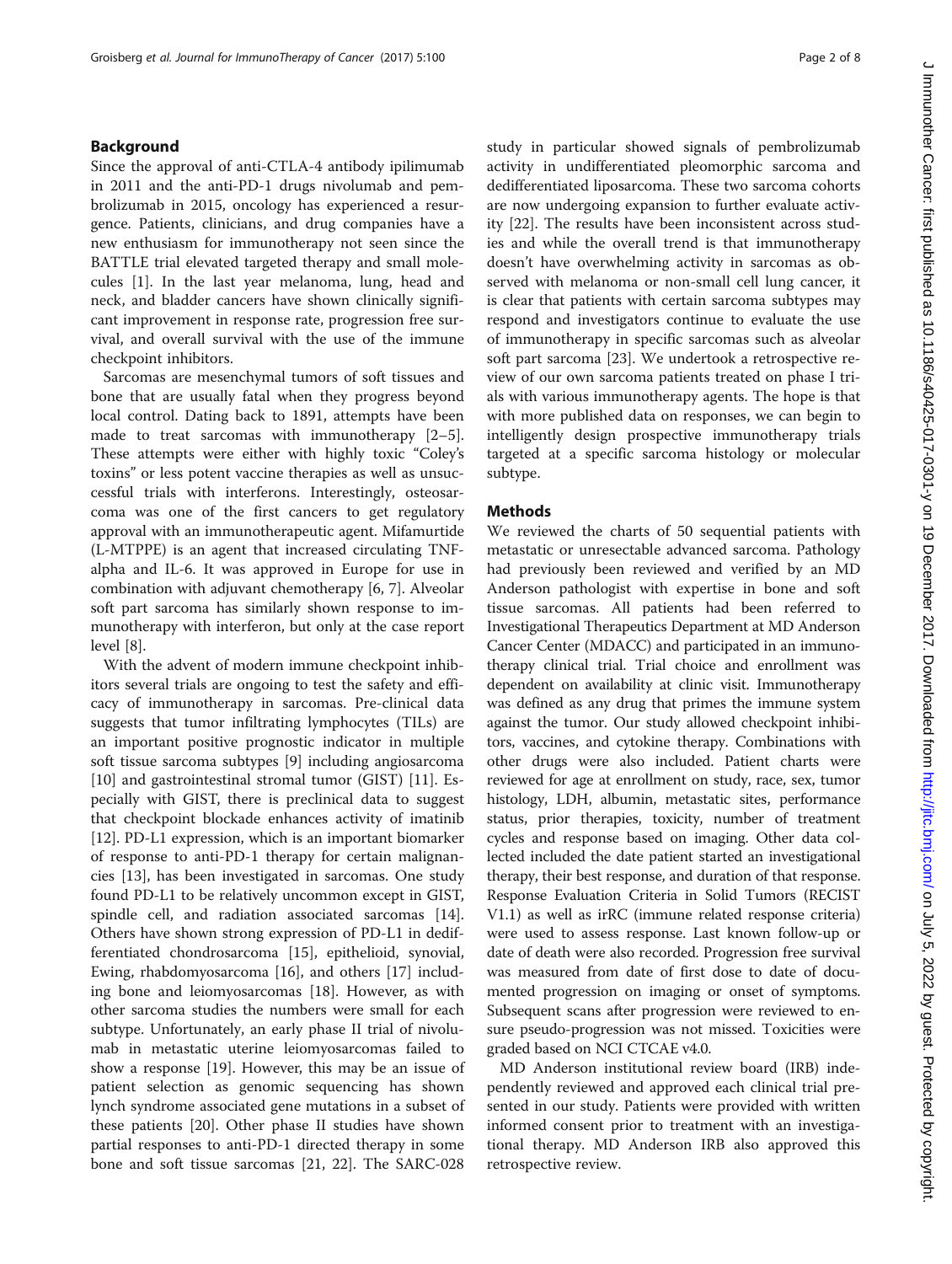## Background

Since the approval of anti-CTLA-4 antibody ipilimumab in 2011 and the anti-PD-1 drugs nivolumab and pembrolizumab in 2015, oncology has experienced a resurgence. Patients, clinicians, and drug companies have a new enthusiasm for immunotherapy not seen since the BATTLE trial elevated targeted therapy and small molecules [1]. In the last year melanoma, lung, head and neck, and bladder cancers have shown clinically significant improvement in response rate, progression free survival, and overall survival with the use of the immune checkpoint inhibitors.

Sarcomas are mesenchymal tumors of soft tissues and bone that are usually fatal when they progress beyond local control. Dating back to 1891, attempts have been made to treat sarcomas with immunotherapy [2–5]. These attempts were either with highly toxic "Coley's toxins" or less potent vaccine therapies as well as unsuccessful trials with interferons. Interestingly, osteosarcoma was one of the first cancers to get regulatory approval with an immunotherapeutic agent. Mifamurtide (L-MTPPE) is an agent that increased circulating TNF-alpha and IL-6. It was approved in Europe for use in combination with adjuvant chemotherapy [6, 7]. Alveolar soft part sarcoma has similarly shown response to immunotherapy with interferon, but only at the case report level [8].

With the advent of modern immune checkpoint inhibitors several trials are ongoing to test the safety and efficacy of immunotherapy in sarcomas. Pre-clinical data suggests that tumor infiltrating lymphocytes (TILs) are an important positive prognostic indicator in multiple soft tissue sarcoma subtypes [9] including angiosarcoma [10] and gastrointestinal stromal tumor (GIST) [11]. Especially with GIST, there is preclinical data to suggest that checkpoint blockade enhances activity of imatinib [12]. PD-L1 expression, which is an important biomarker of response to anti-PD-1 therapy for certain malignancies [13], has been investigated in sarcomas. One study found PD-L1 to be relatively uncommon except in GIST, spindle cell, and radiation associated sarcomas [14]. Others have shown strong expression of PD-L1 in dedifferentiated chondrosarcoma [15], epithelioid, synovial, Ewing, rhabdomyosarcoma [16], and others [17] including bone and leiomyosarcomas [18]. However, as with other sarcoma studies the numbers were small for each subtype. Unfortunately, an early phase II trial of nivolumab in metastatic uterine leiomyosarcomas failed to show a response [19]. However, this may be an issue of patient selection as genomic sequencing has shown lynch syndrome associated gene mutations in a subset of these patients [20]. Other phase II studies have shown partial responses to anti-PD-1 directed therapy in some bone and soft tissue sarcomas [21, 22]. The SARC-028 study in particular showed signals of pembrolizumab activity in undifferentiated pleomorphic sarcoma and dedifferentiated liposarcoma. These two sarcoma cohorts are now undergoing expansion to further evaluate activity [22]. The results have been inconsistent across studies and while the overall trend is that immunotherapy doesn't have overwhelming activity in sarcomas as observed with melanoma or non-small cell lung cancer, it is clear that patients with certain sarcoma subtypes may respond and investigators continue to evaluate the use of immunotherapy in specific sarcomas such as alveolar soft part sarcoma [23]. We undertook a retrospective review of our own sarcoma patients treated on phase I trials with various immunotherapy agents. The hope is that with more published data on responses, we can begin to intelligently design prospective immunotherapy trials targeted at a specific sarcoma histology or molecular subtype.

## Methods

We reviewed the charts of 50 sequential patients with metastatic or unresectable advanced sarcoma. Pathology had previously been reviewed and verified by an MD Anderson pathologist with expertise in bone and soft tissue sarcomas. All patients had been referred to Investigational Therapeutics Department at MD Anderson Cancer Center (MDACC) and participated in an immunotherapy clinical trial. Trial choice and enrollment was dependent on availability at clinic visit. Immunotherapy was defined as any drug that primes the immune system against the tumor. Our study allowed checkpoint inhibitors, vaccines, and cytokine therapy. Combinations with other drugs were also included. Patient charts were reviewed for age at enrollment on study, race, sex, tumor histology, LDH, albumin, metastatic sites, performance status, prior therapies, toxicity, number of treatment cycles and response based on imaging. Other data collected included the date patient started an investigational therapy, their best response, and duration of that response. Response Evaluation Criteria in Solid Tumors (RECIST V1.1) as well as irRC (immune related response criteria) were used to assess response. Last known follow-up or date of death were also recorded. Progression free survival was measured from date of first dose to date of documented progression on imaging or onset of symptoms. Subsequent scans after progression were reviewed to ensure pseudo-progression was not missed. Toxicities were graded based on NCI CTCAE v4.0.

MD Anderson institutional review board (IRB) independently reviewed and approved each clinical trial presented in our study. Patients were provided with written informed consent prior to treatment with an investigational therapy. MD Anderson IRB also approved this retrospective review.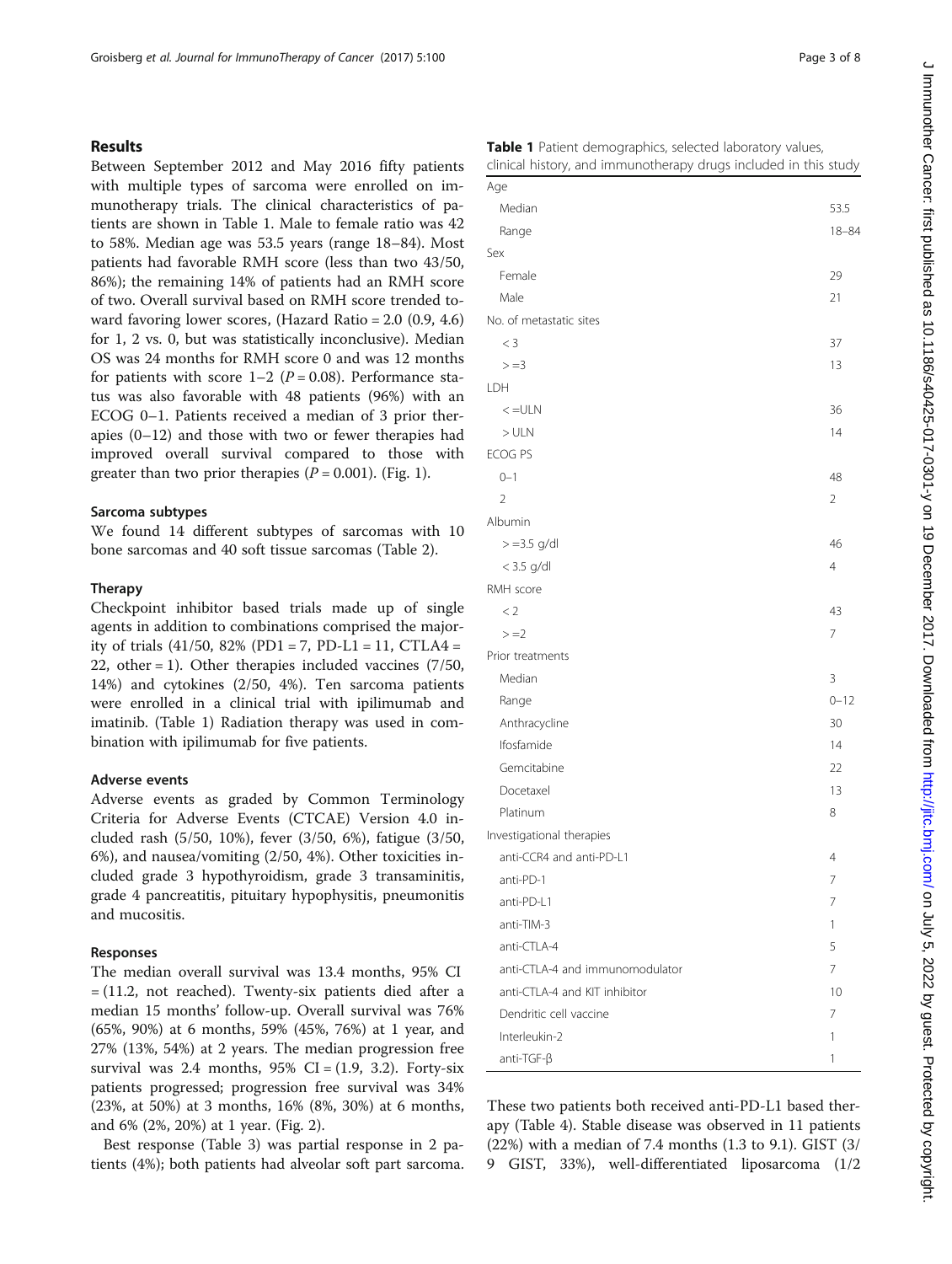## Results

Between September 2012 and May 2016 fifty patients with multiple types of sarcoma were enrolled on immunotherapy trials. The clinical characteristics of patients are shown in Table 1. Male to female ratio was 42 to 58%. Median age was 53.5 years (range 18–84). Most patients had favorable RMH score (less than two 43/50, 86%); the remaining 14% of patients had an RMH score of two. Overall survival based on RMH score trended toward favoring lower scores, (Hazard Ratio = 2.0 (0.9, 4.6) for 1, 2 vs. 0, but was statistically inconclusive). Median OS was 24 months for RMH score 0 and was 12 months for patients with score 1–2 ($P = 0.08$). Performance status was also favorable with 48 patients (96%) with an ECOG 0–1. Patients received a median of 3 prior therapies (0–12) and those with two or fewer therapies had improved overall survival compared to those with greater than two prior therapies ($P = 0.001$). (Fig. 1).

### Sarcoma subtypes

We found 14 different subtypes of sarcomas with 10 bone sarcomas and 40 soft tissue sarcomas (Table 2).

### Therapy

Checkpoint inhibitor based trials made up of single agents in addition to combinations comprised the majority of trials (41/50, 82% (PD1 = 7, PD-L1 = 11, CTLA4 = 22, other = 1). Other therapies included vaccines (7/50, 14%) and cytokines (2/50, 4%). Ten sarcoma patients were enrolled in a clinical trial with ipilimumab and imatinib. (Table 1) Radiation therapy was used in combination with ipilimumab for five patients.

### Adverse events

Adverse events as graded by Common Terminology Criteria for Adverse Events (CTCAE) Version 4.0 included rash (5/50, 10%), fever (3/50, 6%), fatigue (3/50, 6%), and nausea/vomiting (2/50, 4%). Other toxicities included grade 3 hypothyroidism, grade 3 transaminitis, grade 4 pancreatitis, pituitary hypophysitis, pneumonitis and mucositis.

### Responses

The median overall survival was 13.4 months, 95% CI = (11.2, not reached). Twenty-six patients died after a median 15 months' follow-up. Overall survival was 76% (65%, 90%) at 6 months, 59% (45%, 76%) at 1 year, and 27% (13%, 54%) at 2 years. The median progression free survival was 2.4 months, 95% CI = (1.9, 3.2). Forty-six patients progressed; progression free survival was 34% (23%, at 50%) at 3 months, 16% (8%, 30%) at 6 months, and 6% (2%, 20%) at 1 year. (Fig. 2).

Best response (Table 3) was partial response in 2 patients (4%); both patients had alveolar soft part sarcoma. These two patients both received anti-PD-L1 based therapy (Table 4). Stable disease was observed in 11 patients (22%) with a median of 7.4 months (1.3 to 9.1). GIST (3/9 GIST, 33%), well-differentiated liposarcoma (1/2

**Table 1** Patient demographics, selected laboratory values, clinical history, and immunotherapy drugs included in this study

| | |
|---|---|
| Age | |
| Median | 53.5 |
| Range | 18–84 |
| Sex | |
| Female | 29 |
| Male | 21 |
| No. of metastatic sites | |
| < 3 | 37 |
| > =3 | 13 |
| LDH | |
| < =ULN | 36 |
| > ULN | 14 |
| ECOG PS | |
| 0–1 | 48 |
| 2 | 2 |
| Albumin | |
| > =3.5 g/dl | 46 |
| < 3.5 g/dl | 4 |
| RMH score | |
| < 2 | 43 |
| > =2 | 7 |
| Prior treatments | |
| Median | 3 |
| Range | 0–12 |
| Anthracycline | 30 |
| Ifosfamide | 14 |
| Gemcitabine | 22 |
| Docetaxel | 13 |
| Platinum | 8 |
| Investigational therapies | |
| anti-CCR4 and anti-PD-L1 | 4 |
| anti-PD-1 | 7 |
| anti-PD-L1 | 7 |
| anti-TIM-3 | 1 |
| anti-CTLA-4 | 5 |
| anti-CTLA-4 and immunomodulator | 7 |
| anti-CTLA-4 and KIT inhibitor | 10 |
| Dendritic cell vaccine | 7 |
| Interleukin-2 | 1 |
| anti-TGF-β | 1 |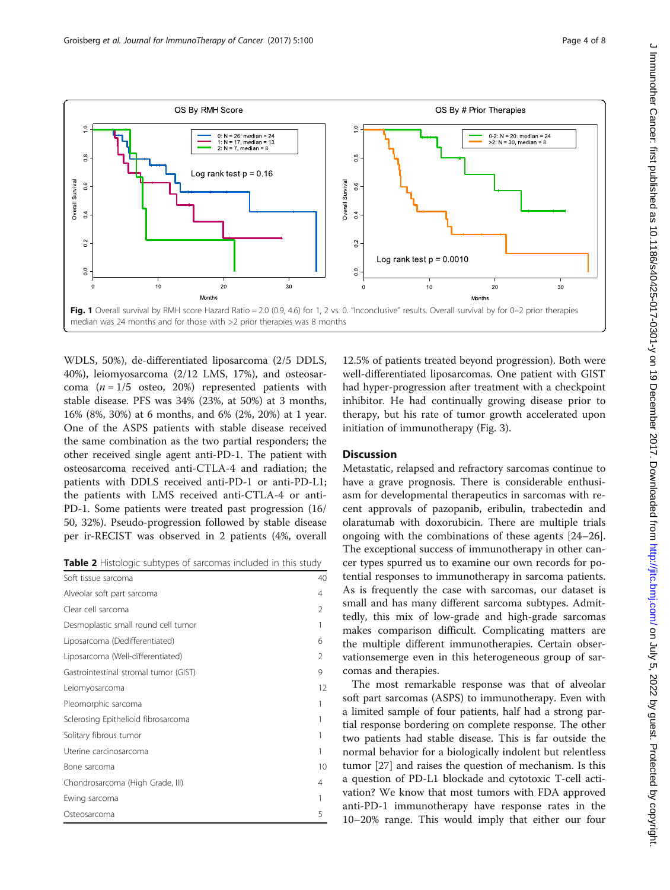Fig. 1 Overall survival by RMH score Hazard Ratio = 2.0 (0.9, 4.6) for 1, 2 vs. 0. "Inconclusive" results. Overall survival by for 0–2 prior therapies median was 24 months and for those with >2 prior therapies was 8 months

WDLS, 50%), de-differentiated liposarcoma (2/5 DDLS, 40%), leiomyosarcoma (2/12 LMS, 17%), and osteosarcoma ($n = 1/5$ osteo, 20%) represented patients with stable disease. PFS was 34% (23%, at 50%) at 3 months, 16% (8%, 30%) at 6 months, and 6% (2%, 20%) at 1 year. One of the ASPS patients with stable disease received the same combination as the two partial responders; the other received single agent anti-PD-1. The patient with osteosarcoma received anti-CTLA-4 and radiation; the patients with DDLS received anti-PD-1 or anti-PD-L1; the patients with LMS received anti-CTLA-4 or anti-PD-1. Some patients were treated past progression (16/50, 32%). Pseudo-progression followed by stable disease per ir-RECIST was observed in 2 patients (4%, overall 12.5% of patients treated beyond progression). Both were well-differentiated liposarcomas. One patient with GIST had hyper-progression after treatment with a checkpoint inhibitor. He had continually growing disease prior to therapy, but his rate of tumor growth accelerated upon initiation of immunotherapy (Fig. 3).

**Table 2** Histologic subtypes of sarcomas included in this study

| | |
|---|---|
| Soft tissue sarcoma | 40 |
| Alveolar soft part sarcoma | 4 |
| Clear cell sarcoma | 2 |
| Desmoplastic small round cell tumor | 1 |
| Liposarcoma (Dedifferentiated) | 6 |
| Liposarcoma (Well-differentiated) | 2 |
| Gastrointestinal stromal tumor (GIST) | 9 |
| Leiomyosarcoma | 12 |
| Pleomorphic sarcoma | 1 |
| Sclerosing Epithelioid fibrosarcoma | 1 |
| Solitary fibrous tumor | 1 |
| Uterine carcinosarcoma | 1 |
| Bone sarcoma | 10 |
| Chondrosarcoma (High Grade, III) | 4 |
| Ewing sarcoma | 1 |
| Osteosarcoma | 5 |

## Discussion

Metastatic, relapsed and refractory sarcomas continue to have a grave prognosis. There is considerable enthusiasm for developmental therapeutics in sarcomas with recent approvals of pazopanib, eribulin, trabectedin and olaratumab with doxorubicin. There are multiple trials ongoing with the combinations of these agents [24–26]. The exceptional success of immunotherapy in other cancer types spurred us to examine our own records for potential responses to immunotherapy in sarcoma patients. As is frequently the case with sarcomas, our dataset is small and has many different sarcoma subtypes. Admittedly, this mix of low-grade and high-grade sarcomas makes comparison difficult. Complicating matters are the multiple different immunotherapies. Certain observationsemerge even in this heterogeneous group of sarcomas and therapies.

The most remarkable response was that of alveolar soft part sarcomas (ASPS) to immunotherapy. Even with a limited sample of four patients, half had a strong partial response bordering on complete response. The other two patients had stable disease. This is far outside the normal behavior for a biologically indolent but relentless tumor [27] and raises the question of mechanism. Is this a question of PD-L1 blockade and cytotoxic T-cell activation? We know that most tumors with FDA approved anti-PD-1 immunotherapy have response rates in the 10–20% range. This would imply that either our four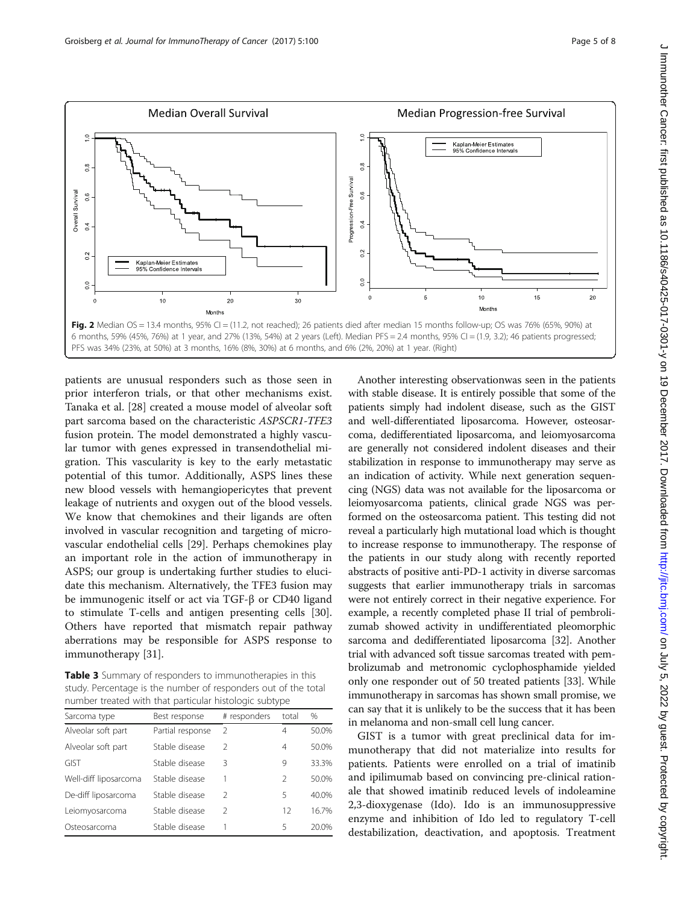**Fig. 2** Median OS = 13.4 months, 95% CI = (11.2, not reached); 26 patients died after median 15 months follow-up; OS was 76% (65%, 90%) at 6 months, 59% (45%, 76%) at 1 year, and 27% (13%, 54%) at 2 years (Left). Median PFS = 2.4 months, 95% CI = (1.9, 3.2); 46 patients progressed; PFS was 34% (23%, at 50%) at 3 months, 16% (8%, 30%) at 6 months, and 6% (2%, 20%) at 1 year. (Right)

patients are unusual responders such as those seen in prior interferon trials, or that other mechanisms exist. Tanaka et al. [28] created a mouse model of alveolar soft part sarcoma based on the characteristic *ASPSCR1-TFE3* fusion protein. The model demonstrated a highly vascular tumor with genes expressed in transendothelial migration. This vascularity is key to the early metastatic potential of this tumor. Additionally, ASPS lines these new blood vessels with hemangiopericytes that prevent leakage of nutrients and oxygen out of the blood vessels. We know that chemokines and their ligands are often involved in vascular recognition and targeting of microvascular endothelial cells [29]. Perhaps chemokines play an important role in the action of immunotherapy in ASPS; our group is undertaking further studies to elucidate this mechanism. Alternatively, the TFE3 fusion may be immunogenic itself or act via TGF-β or CD40 ligand to stimulate T-cells and antigen presenting cells [30]. Others have reported that mismatch repair pathway aberrations may be responsible for ASPS response to immunotherapy [31].

**Table 3** Summary of responders to immunotherapies in this study. Percentage is the number of responders out of the total number treated with that particular histologic subtype

| Sarcoma type | Best response | # responders | total | % |
|---|---|---|---|---|
| Alveolar soft part | Partial response | 2 | 4 | 50.0% |
| Alveolar soft part | Stable disease | 2 | 4 | 50.0% |
| GIST | Stable disease | 3 | 9 | 33.3% |
| Well-diff liposarcoma | Stable disease | 1 | 2 | 50.0% |
| De-diff liposarcoma | Stable disease | 2 | 5 | 40.0% |
| Leiomyosarcoma | Stable disease | 2 | 12 | 16.7% |
| Osteosarcoma | Stable disease | 1 | 5 | 20.0% |

Another interesting observationwas seen in the patients with stable disease. It is entirely possible that some of the patients simply had indolent disease, such as the GIST and well-differentiated liposarcoma. However, osteosarcoma, dedifferentiated liposarcoma, and leiomyosarcoma are generally not considered indolent diseases and their stabilization in response to immunotherapy may serve as an indication of activity. While next generation sequencing (NGS) data was not available for the liposarcoma or leiomyosarcoma patients, clinical grade NGS was performed on the osteosarcoma patient. This testing did not reveal a particularly high mutational load which is thought to increase response to immunotherapy. The response of the patients in our study along with recently reported abstracts of positive anti-PD-1 activity in diverse sarcomas suggests that earlier immunotherapy trials in sarcomas were not entirely correct in their negative experience. For example, a recently completed phase II trial of pembrolizumab showed activity in undifferentiated pleomorphic sarcoma and dedifferentiated liposarcoma [32]. Another trial with advanced soft tissue sarcomas treated with pembrolizumab and metronomic cyclophosphamide yielded only one responder out of 50 treated patients [33]. While immunotherapy in sarcomas has shown small promise, we can say that it is unlikely to be the success that it has been in melanoma and non-small cell lung cancer.

GIST is a tumor with great preclinical data for immunotherapy that did not materialize into results for patients. Patients were enrolled on a trial of imatinib and ipilimumab based on convincing pre-clinical rationale that showed imatinib reduced levels of indoleamine 2,3-dioxygenase (Ido). Ido is an immunosuppressive enzyme and inhibition of Ido led to regulatory T-cell destabilization, deactivation, and apoptosis. Treatment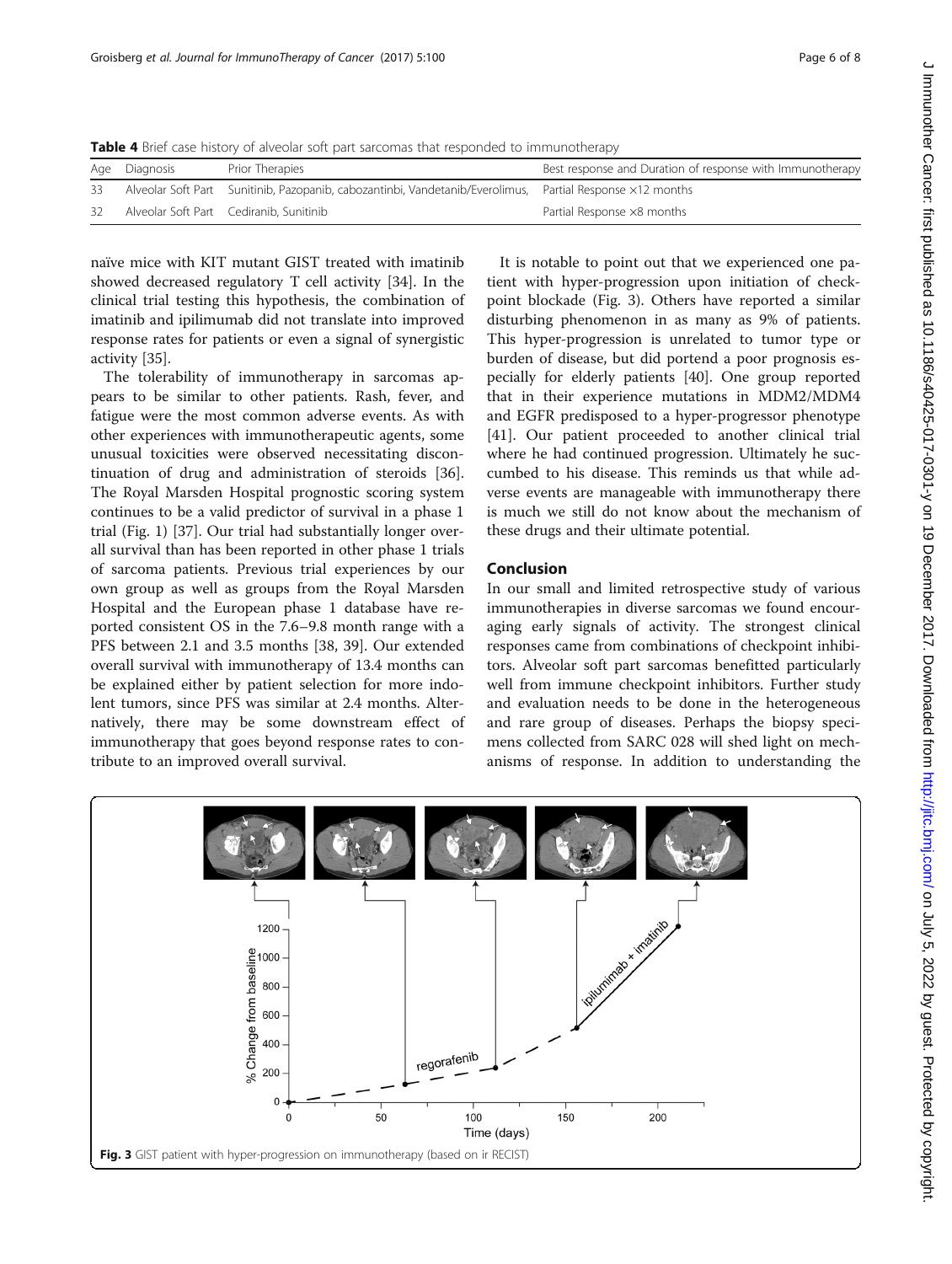**Table 4** Brief case history of alveolar soft part sarcomas that responded to immunotherapy

| Age | Diagnosis | Prior Therapies | Best response and Duration of response with Immunotherapy |
|---|---|---|---|
| 33 | Alveolar Soft Part | Sunitinib, Pazopanib, cabozantinbi, Vandetanib/Everolimus, | Partial Response ×12 months |
| 32 | Alveolar Soft Part | Cediranib, Sunitinib | Partial Response ×8 months |

naïve mice with KIT mutant GIST treated with imatinib showed decreased regulatory T cell activity [34]. In the clinical trial testing this hypothesis, the combination of imatinib and ipilimumab did not translate into improved response rates for patients or even a signal of synergistic activity [35].

The tolerability of immunotherapy in sarcomas appears to be similar to other patients. Rash, fever, and fatigue were the most common adverse events. As with other experiences with immunotherapeutic agents, some unusual toxicities were observed necessitating discontinuation of drug and administration of steroids [36]. The Royal Marsden Hospital prognostic scoring system continues to be a valid predictor of survival in a phase 1 trial (Fig. 1) [37]. Our trial had substantially longer overall survival than has been reported in other phase 1 trials of sarcoma patients. Previous trial experiences by our own group as well as groups from the Royal Marsden Hospital and the European phase 1 database have reported consistent OS in the 7.6–9.8 month range with a PFS between 2.1 and 3.5 months [38, 39]. Our extended overall survival with immunotherapy of 13.4 months can be explained either by patient selection for more indolent tumors, since PFS was similar at 2.4 months. Alternatively, there may be some downstream effect of immunotherapy that goes beyond response rates to contribute to an improved overall survival.

It is notable to point out that we experienced one patient with hyper-progression upon initiation of checkpoint blockade (Fig. 3). Others have reported a similar disturbing phenomenon in as many as 9% of patients. This hyper-progression is unrelated to tumor type or burden of disease, but did portend a poor prognosis especially for elderly patients [40]. One group reported that in their experience mutations in MDM2/MDM4 and EGFR predisposed to a hyper-progressor phenotype [41]. Our patient proceeded to another clinical trial where he had continued progression. Ultimately he succumbed to his disease. This reminds us that while adverse events are manageable with immunotherapy there is much we still do not know about the mechanism of these drugs and their ultimate potential.

## Conclusion

In our small and limited retrospective study of various immunotherapies in diverse sarcomas we found encouraging early signals of activity. The strongest clinical responses came from combinations of checkpoint inhibitors. Alveolar soft part sarcomas benefitted particularly well from immune checkpoint inhibitors. Further study and evaluation needs to be done in the heterogeneous and rare group of diseases. Perhaps the biopsy specimens collected from SARC 028 will shed light on mechanisms of response. In addition to understanding the

**Fig. 3** GIST patient with hyper-progression on immunotherapy (based on ir RECIST)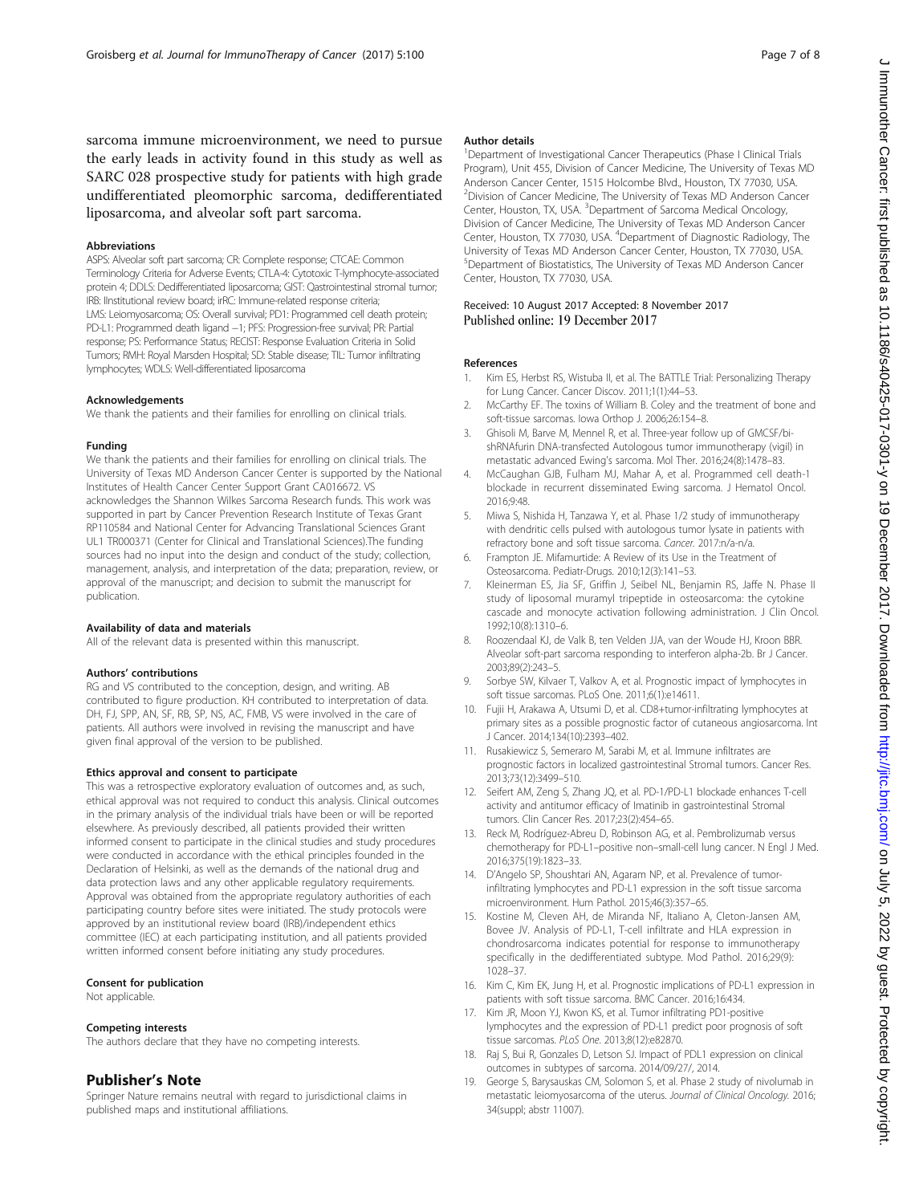sarcoma immune microenvironment, we need to pursue the early leads in activity found in this study as well as SARC 028 prospective study for patients with high grade undifferentiated pleomorphic sarcoma, dedifferentiated liposarcoma, and alveolar soft part sarcoma.

#### Abbreviations

ASPS: Alveolar soft part sarcoma; CR: Complete response; CTCAE: Common Terminology Criteria for Adverse Events; CTLA-4: Cytotoxic T-lymphocyte-associated protein 4; DDLS: Dedifferentiated liposarcoma; GIST: Qastrointestinal stromal tumor; IRB: Institutional review board; irRC: Immune-related response criteria; LMS: Leiomyosarcoma; OS: Overall survival; PD1: Programmed cell death protein; PD-L1: Programmed death ligand −1; PFS: Progression-free survival; PR: Partial response; PS: Performance Status; RECIST: Response Evaluation Criteria in Solid Tumors; RMH: Royal Marsden Hospital; SD: Stable disease; TIL: Tumor infiltrating lymphocytes; WDLS: Well-differentiated liposarcoma

#### Acknowledgements

We thank the patients and their families for enrolling on clinical trials.

#### Funding

We thank the patients and their families for enrolling on clinical trials. The University of Texas MD Anderson Cancer Center is supported by the National Institutes of Health Cancer Center Support Grant CA016672. VS acknowledges the Shannon Wilkes Sarcoma Research funds. This work was supported in part by Cancer Prevention Research Institute of Texas Grant RP110584 and National Center for Advancing Translational Sciences Grant UL1 TR000371 (Center for Clinical and Translational Sciences).The funding sources had no input into the design and conduct of the study; collection, management, analysis, and interpretation of the data; preparation, review, or approval of the manuscript; and decision to submit the manuscript for publication.

#### Availability of data and materials

All of the relevant data is presented within this manuscript.

#### Authors' contributions

RG and VS contributed to the conception, design, and writing. AB contributed to figure production. KH contributed to interpretation of data. DH, FJ, SPP, AN, SF, RB, SP, NS, AC, FMB, VS were involved in the care of patients. All authors were involved in revising the manuscript and have given final approval of the version to be published.

#### Ethics approval and consent to participate

This was a retrospective exploratory evaluation of outcomes and, as such, ethical approval was not required to conduct this analysis. Clinical outcomes in the primary analysis of the individual trials have been or will be reported elsewhere. As previously described, all patients provided their written informed consent to participate in the clinical studies and study procedures were conducted in accordance with the ethical principles founded in the Declaration of Helsinki, as well as the demands of the national drug and data protection laws and any other applicable regulatory requirements. Approval was obtained from the appropriate regulatory authorities of each participating country before sites were initiated. The study protocols were approved by an institutional review board (IRB)/independent ethics committee (IEC) at each participating institution, and all patients provided written informed consent before initiating any study procedures.

#### Consent for publication

Not applicable.

#### Competing interests

The authors declare that they have no competing interests.

### Publisher's Note

Springer Nature remains neutral with regard to jurisdictional claims in published maps and institutional affiliations.

#### Author details

[1]Department of Investigational Cancer Therapeutics (Phase I Clinical Trials Program), Unit 455, Division of Cancer Medicine, The University of Texas MD Anderson Cancer Center, 1515 Holcombe Blvd., Houston, TX 77030, USA. [2]Division of Cancer Medicine, The University of Texas MD Anderson Cancer Center, Houston, TX, USA. [3]Department of Sarcoma Medical Oncology, Division of Cancer Medicine, The University of Texas MD Anderson Cancer Center, Houston, TX 77030, USA. [4]Department of Diagnostic Radiology, The University of Texas MD Anderson Cancer Center, Houston, TX 77030, USA. [5]Department of Biostatistics, The University of Texas MD Anderson Cancer Center, Houston, TX 77030, USA.

Received: 10 August 2017 Accepted: 8 November 2017
Published online: 19 December 2017

#### References

1. Kim ES, Herbst RS, Wistuba II, et al. The BATTLE Trial: Personalizing Therapy for Lung Cancer. Cancer Discov. 2011;1(1):44–53.
2. McCarthy EF. The toxins of William B. Coley and the treatment of bone and soft-tissue sarcomas. Iowa Orthop J. 2006;26:154–8.
3. Ghisoli M, Barve M, Mennel R, et al. Three-year follow up of GMCSF/bi-shRNAfurin DNA-transfected Autologous tumor immunotherapy (vigil) in metastatic advanced Ewing's sarcoma. Mol Ther. 2016;24(8):1478–83.
4. McCaughan GJB, Fulham MJ, Mahar A, et al. Programmed cell death-1 blockade in recurrent disseminated Ewing sarcoma. J Hematol Oncol. 2016;9:48.
5. Miwa S, Nishida H, Tanzawa Y, et al. Phase 1/2 study of immunotherapy with dendritic cells pulsed with autologous tumor lysate in patients with refractory bone and soft tissue sarcoma. *Cancer*. 2017:n/a-n/a.
6. Frampton JE. Mifamurtide: A Review of its Use in the Treatment of Osteosarcoma. Pediatr-Drugs. 2010;12(3):141–53.
7. Kleinerman ES, Jia SF, Griffin J, Seibel NL, Benjamin RS, Jaffe N. Phase II study of liposomal muramyl tripeptide in osteosarcoma: the cytokine cascade and monocyte activation following administration. J Clin Oncol. 1992;10(8):1310–6.
8. Roozendaal KJ, de Valk B, ten Velden JJA, van der Woude HJ, Kroon BBR. Alveolar soft-part sarcoma responding to interferon alpha-2b. Br J Cancer. 2003;89(2):243–5.
9. Sorbye SW, Kilvaer T, Valkov A, et al. Prognostic impact of lymphocytes in soft tissue sarcomas. PLoS One. 2011;6(1):e14611.
10. Fujii H, Arakawa A, Utsumi D, et al. CD8+tumor-infiltrating lymphocytes at primary sites as a possible prognostic factor of cutaneous angiosarcoma. Int J Cancer. 2014;134(10):2393–402.
11. Rusakiewicz S, Semeraro M, Sarabi M, et al. Immune infiltrates are prognostic factors in localized gastrointestinal Stromal tumors. Cancer Res. 2013;73(12):3499–510.
12. Seifert AM, Zeng S, Zhang JQ, et al. PD-1/PD-L1 blockade enhances T-cell activity and antitumor efficacy of Imatinib in gastrointestinal Stromal tumors. Clin Cancer Res. 2017;23(2):454–65.
13. Reck M, Rodríguez-Abreu D, Robinson AG, et al. Pembrolizumab versus chemotherapy for PD-L1–positive non–small-cell lung cancer. N Engl J Med. 2016;375(19):1823–33.
14. D'Angelo SP, Shoushtari AN, Agaram NP, et al. Prevalence of tumor-infiltrating lymphocytes and PD-L1 expression in the soft tissue sarcoma microenvironment. Hum Pathol. 2015;46(3):357–65.
15. Kostine M, Cleven AH, de Miranda NF, Italiano A, Cleton-Jansen AM, Bovee JV. Analysis of PD-L1, T-cell infiltrate and HLA expression in chondrosarcoma indicates potential for response to immunotherapy specifically in the dedifferentiated subtype. Mod Pathol. 2016;29(9): 1028–37.
16. Kim C, Kim EK, Jung H, et al. Prognostic implications of PD-L1 expression in patients with soft tissue sarcoma. BMC Cancer. 2016;16:434.
17. Kim JR, Moon YJ, Kwon KS, et al. Tumor infiltrating PD1-positive lymphocytes and the expression of PD-L1 predict poor prognosis of soft tissue sarcomas. *PLoS One*. 2013;8(12):e82870.
18. Raj S, Bui R, Gonzales D, Letson SJ. Impact of PDL1 expression on clinical outcomes in subtypes of sarcoma. 2014/09/27/, 2014.
19. George S, Barysauskas CM, Solomon S, et al. Phase 2 study of nivolumab in metastatic leiomyosarcoma of the uterus. *Journal of Clinical Oncology*. 2016; 34(suppl; abstr 11007).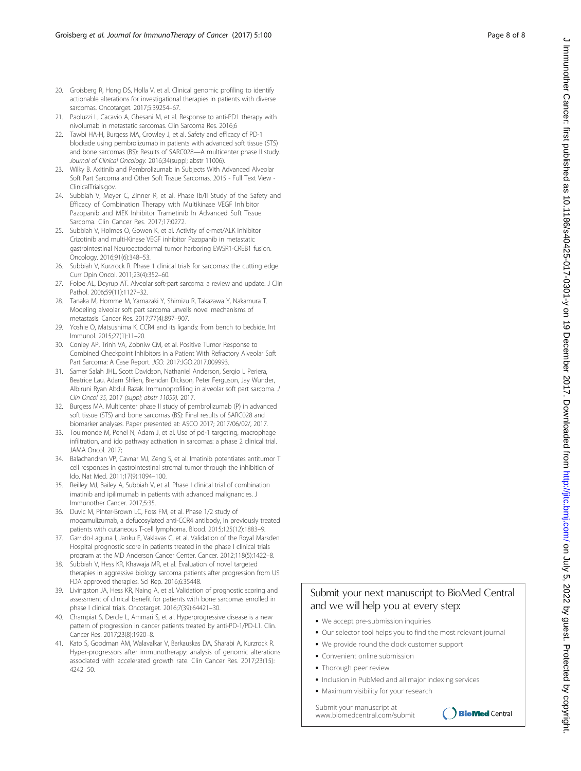20. Groisberg R, Hong DS, Holla V, et al. Clinical genomic profiling to identify actionable alterations for investigational therapies in patients with diverse sarcomas. Oncotarget. 2017;5:39254–67.
21. Paoluzzi L, Cacavio A, Ghesani M, et al. Response to anti-PD1 therapy with nivolumab in metastatic sarcomas. Clin Sarcoma Res. 2016;6
22. Tawbi HA-H, Burgess MA, Crowley J, et al. Safety and efficacy of PD-1 blockade using pembrolizumab in patients with advanced soft tissue (STS) and bone sarcomas (BS): Results of SARC028—A multicenter phase II study. *Journal of Clinical Oncology.* 2016;34(suppl; abstr 11006).
23. Wilky B. Axitinib and Pembrolizumab in Subjects With Advanced Alveolar Soft Part Sarcoma and Other Soft Tissue Sarcomas. 2015 - Full Text View - ClinicalTrials.gov.
24. Subbiah V, Meyer C, Zinner R, et al. Phase Ib/II Study of the Safety and Efficacy of Combination Therapy with Multikinase VEGF Inhibitor Pazopanib and MEK Inhibitor Trametinib In Advanced Soft Tissue Sarcoma. Clin Cancer Res. 2017;17:0272.
25. Subbiah V, Holmes O, Gowen K, et al. Activity of c-met/ALK inhibitor Crizotinib and multi-Kinase VEGF inhibitor Pazopanib in metastatic gastrointestinal Neuroectodermal tumor harboring EWSR1-CREB1 fusion. Oncology. 2016;91(6):348–53.
26. Subbiah V, Kurzrock R. Phase 1 clinical trials for sarcomas: the cutting edge. Curr Opin Oncol. 2011;23(4):352–60.
27. Folpe AL, Deyrup AT. Alveolar soft-part sarcoma: a review and update. J Clin Pathol. 2006;59(11):1127–32.
28. Tanaka M, Homme M, Yamazaki Y, Shimizu R, Takazawa Y, Nakamura T. Modeling alveolar soft part sarcoma unveils novel mechanisms of metastasis. Cancer Res. 2017;77(4):897–907.
29. Yoshie O, Matsushima K. CCR4 and its ligands: from bench to bedside. Int Immunol. 2015;27(1):11–20.
30. Conley AP, Trinh VA, Zobniw CM, et al. Positive Tumor Response to Combined Checkpoint Inhibitors in a Patient With Refractory Alveolar Soft Part Sarcoma: A Case Report. *JGO.* 2017:JGO.2017.009993.
31. Samer Salah JHL, Scott Davidson, Nathaniel Anderson, Sergio L Periera, Beatrice Lau, Adam Shlien, Brendan Dickson, Peter Ferguson, Jay Wunder, Albiruni Ryan Abdul Razak. Immunoprofiling in alveolar soft part sarcoma. *J Clin Oncol 35,* 2017 *(suppl; abstr 11059).* 2017.
32. Burgess MA. Multicenter phase II study of pembrolizumab (P) in advanced soft tissue (STS) and bone sarcomas (BS): Final results of SARC028 and biomarker analyses. Paper presented at: ASCO 2017; 2017/06/02/, 2017.
33. Toulmonde M, Penel N, Adam J, et al. Use of pd-1 targeting, macrophage infiltration, and ido pathway activation in sarcomas: a phase 2 clinical trial. JAMA Oncol. 2017;
34. Balachandran VP, Cavnar MJ, Zeng S, et al. Imatinib potentiates antitumor T cell responses in gastrointestinal stromal tumor through the inhibition of Ido. Nat Med. 2011;17(9):1094–100.
35. Reilley MJ, Bailey A, Subbiah V, et al. Phase I clinical trial of combination imatinib and ipilimumab in patients with advanced malignancies. J Immunother Cancer. 2017;5:35.
36. Duvic M, Pinter-Brown LC, Foss FM, et al. Phase 1/2 study of mogamulizumab, a defucosylated anti-CCR4 antibody, in previously treated patients with cutaneous T-cell lymphoma. Blood. 2015;125(12):1883–9.
37. Garrido-Laguna I, Janku F, Vaklavas C, et al. Validation of the Royal Marsden Hospital prognostic score in patients treated in the phase I clinical trials program at the MD Anderson Cancer Center. Cancer. 2012;118(5):1422–8.
38. Subbiah V, Hess KR, Khawaja MR, et al. Evaluation of novel targeted therapies in aggressive biology sarcoma patients after progression from US FDA approved therapies. Sci Rep. 2016;6:35448.
39. Livingston JA, Hess KR, Naing A, et al. Validation of prognostic scoring and assessment of clinical benefit for patients with bone sarcomas enrolled in phase I clinical trials. Oncotarget. 2016;7(39):64421–30.
40. Champiat S, Dercle L, Ammari S, et al. Hyperprogressive disease is a new pattern of progression in cancer patients treated by anti-PD-1/PD-L1. Clin. Cancer Res. 2017;23(8):1920–8.
41. Kato S, Goodman AM, Walavalkar V, Barkauskas DA, Sharabi A, Kurzrock R. Hyper-progressors after immunotherapy: analysis of genomic alterations associated with accelerated growth rate. Clin Cancer Res. 2017;23(15): 4242–50.